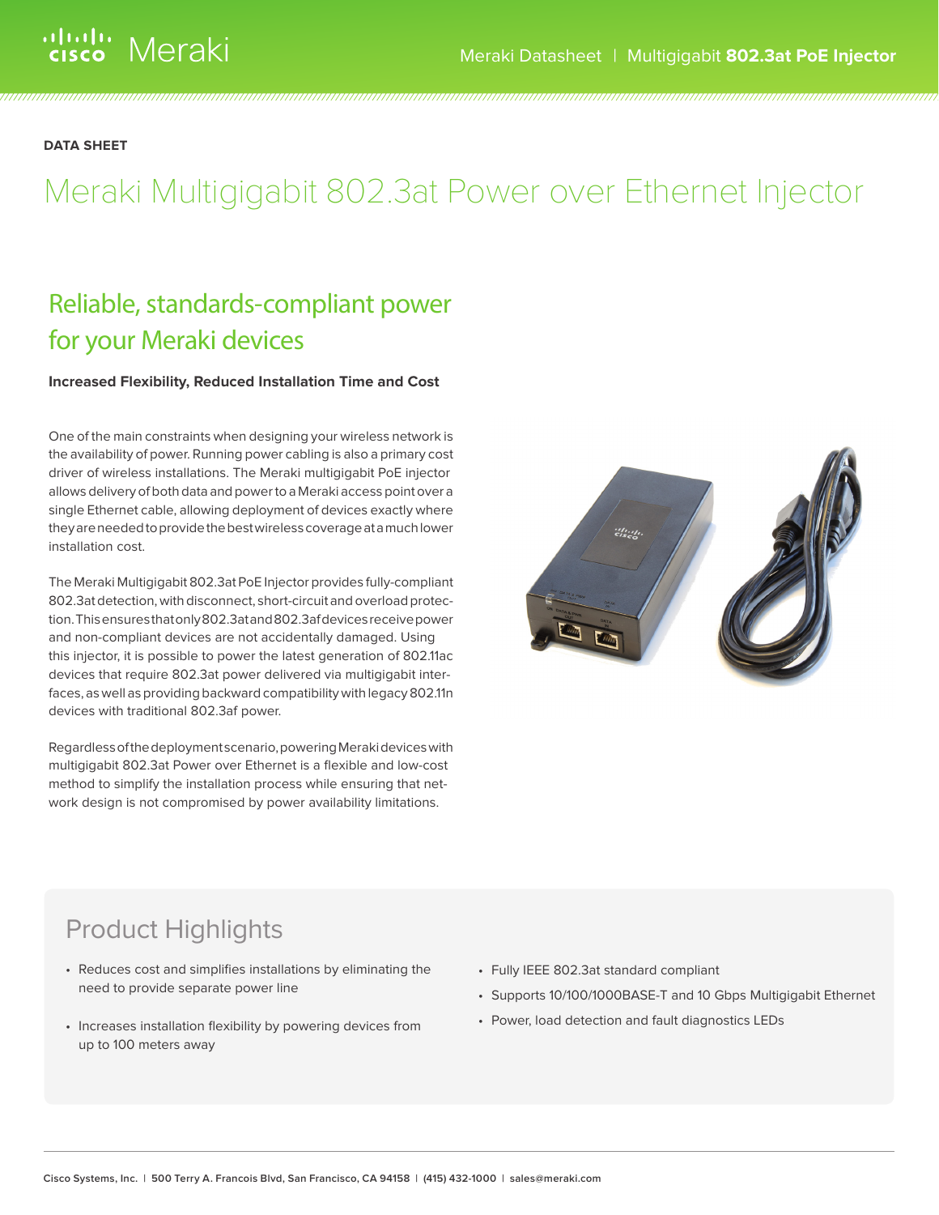DATA SHEET

# Meraki Multigigabit 802.3at Power over Ethernet Injector

## Reliable, standards-compliant power for your Meraki devices

**Increased Flexibility, Reduced Installation Time and Cost**

One of the main constraints when designing your wireless network is the availability of power. Running power cabling is also a primary cost driver of wireless installations. The Meraki multigigabit PoE injector allows delivery of both data and power to a Meraki access point over a single Ethernet cable, allowing deployment of devices exactly where they are needed to provide the best wireless coverage at a much lower installation cost.

The Meraki Multigigabit 802.3at PoE Injector provides fully-compliant 802.3at detection, with disconnect, short-circuit and overload protection. This ensures that only 802.3at and 802.3af devices receive power and non-compliant devices are not accidentally damaged. Using this injector, it is possible to power the latest generation of 802.11ac devices that require 802.3at power delivered via multigigabit interfaces, as well as providing backward compatibility with legacy 802.11n devices with traditional 802.3af power.

Regardless of the deployment scenario, powering Meraki devices with multigigabit 802.3at Power over Ethernet is a flexible and low-cost method to simplify the installation process while ensuring that network design is not compromised by power availability limitations.

## Product Highlights

- Reduces cost and simplifies installations by eliminating the need to provide separate power line
- Increases installation flexibility by powering devices from up to 100 meters away
- Fully IEEE 802.3at standard compliant
- Supports 10/100/1000BASE-T and 10 Gbps Multigigabit Ethernet
- Power, load detection and fault diagnostics LEDs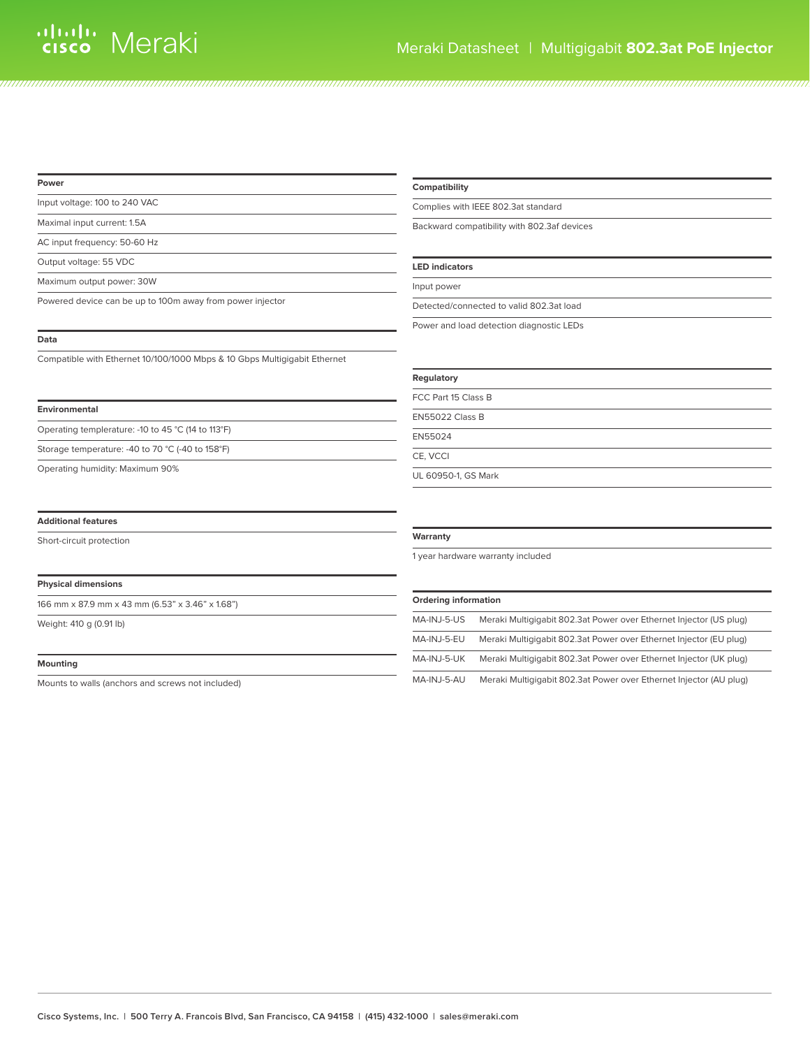### Power

Input voltage: 100 to 240 VAC

Maximal input current: 1.5A

AC input frequency: 50-60 Hz

Output voltage: 55 VDC

Maximum output power: 30W

Powered device can be up to 100m away from power injector

### Data

Compatible with Ethernet 10/100/1000 Mbps & 10 Gbps Multigigabit Ethernet

### Environmental

Operating templerature: -10 to 45 °C (14 to 113°F)

Storage temperature: -40 to 70 °C (-40 to 158°F)

Operating humidity: Maximum 90%

### Additional features

Short-circuit protection

### Physical dimensions

166 mm x 87.9 mm x 43 mm (6.53" x 3.46" x 1.68")

Weight: 410 g (0.91 lb)

### Mounting

Mounts to walls (anchors and screws not included)

### Compatibility

Complies with IEEE 802.3at standard

Backward compatibility with 802.3af devices

### LED indicators

Input power

Detected/connected to valid 802.3at load

Power and load detection diagnostic LEDs

### Regulatory

FCC Part 15 Class B

EN55022 Class B

EN55024

CE, VCCI

UL 60950-1, GS Mark

### Warranty

1 year hardware warranty included

### Ordering information

| | |
|---|---|
| MA-INJ-5-US | Meraki Multigigabit 802.3at Power over Ethernet Injector (US plug) |
| MA-INJ-5-EU | Meraki Multigigabit 802.3at Power over Ethernet Injector (EU plug) |
| MA-INJ-5-UK | Meraki Multigigabit 802.3at Power over Ethernet Injector (UK plug) |
| MA-INJ-5-AU | Meraki Multigigabit 802.3at Power over Ethernet Injector (AU plug) |